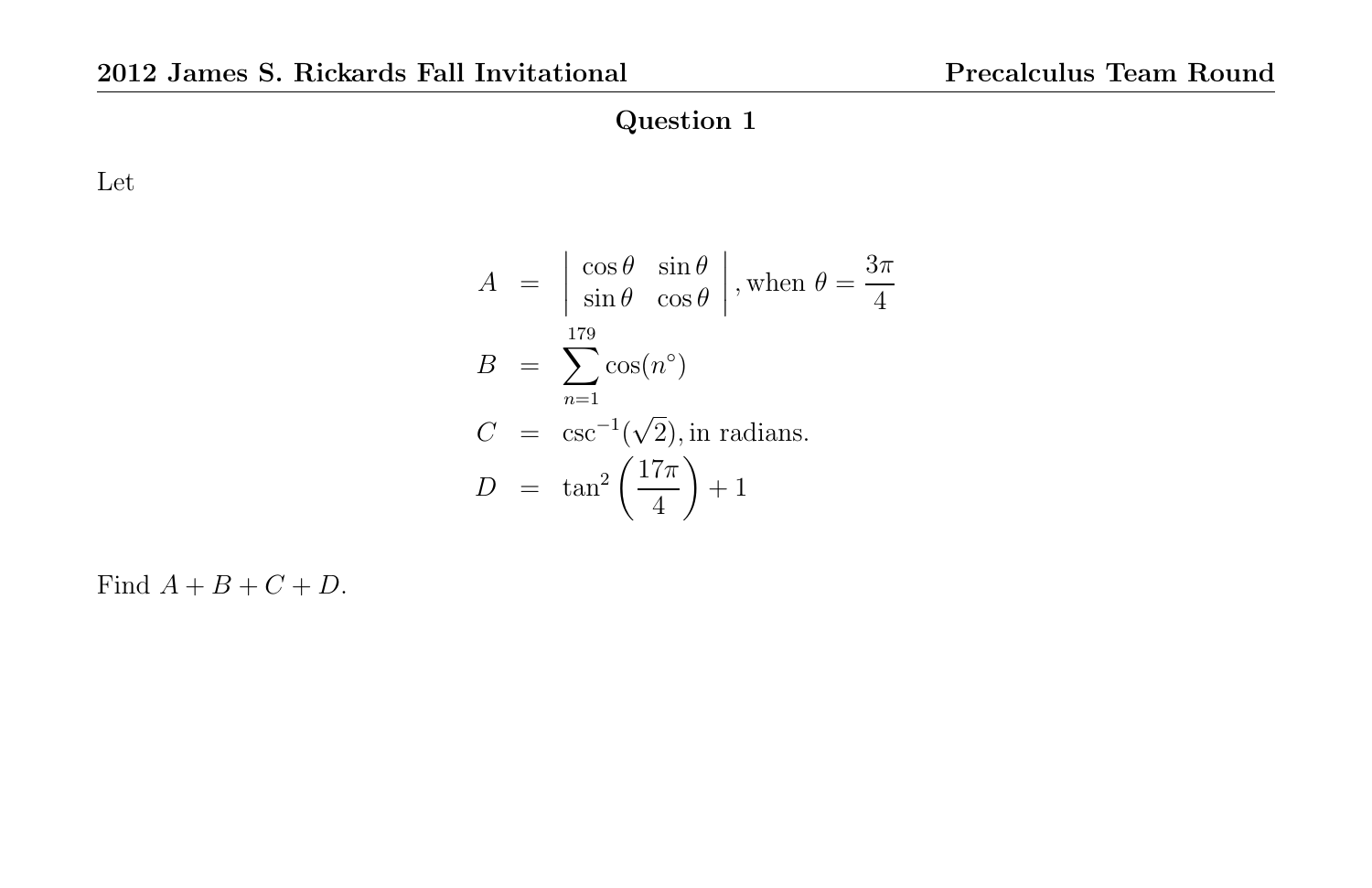## Question 1

Let

$$
\begin{aligned}
A &= \begin{vmatrix} \cos\theta & \sin\theta \\ \sin\theta & \cos\theta \end{vmatrix}, \text{when } \theta = \frac{3\pi}{4} \\
B &= \sum_{n=1}^{179} \cos(n^\circ) \\
C &= \csc^{-1}(\sqrt{2}), \text{in radians.} \\
D &= \tan^2\left(\frac{17\pi}{4}\right) + 1
\end{aligned}
$$

Find $A + B + C + D$.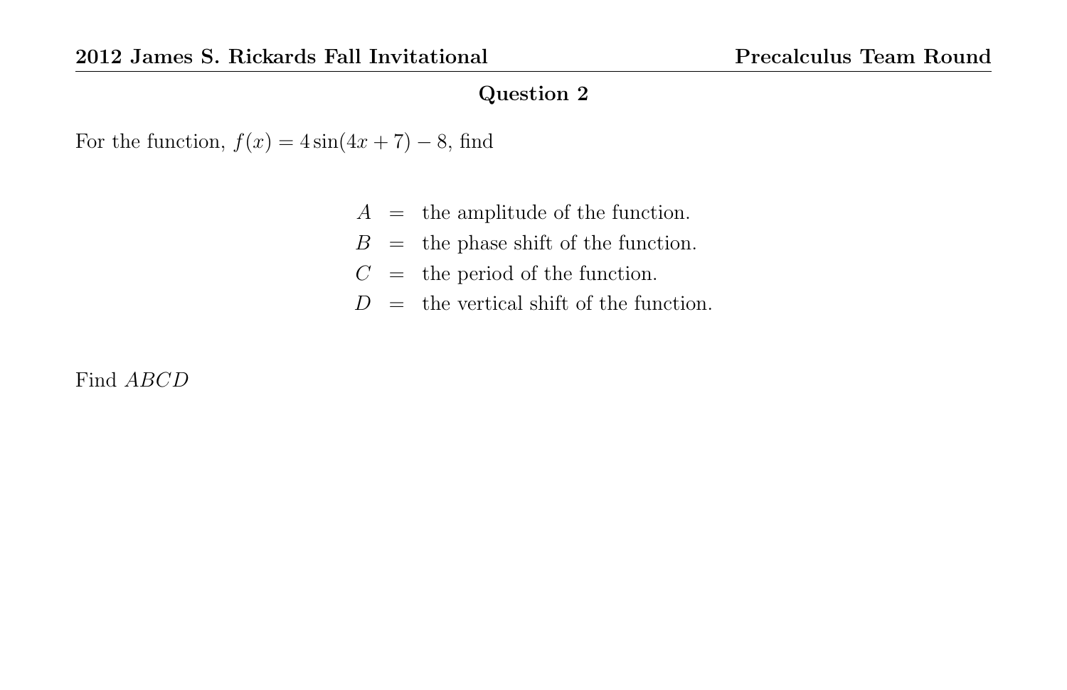## Question 2

For the function, $f(x) = 4\sin(4x + 7) - 8$, find

$$
\begin{aligned}
A &= \text{the amplitude of the function.} \\
B &= \text{the phase shift of the function.} \\
C &= \text{the period of the function.} \\
D &= \text{the vertical shift of the function.}
\end{aligned}
$$

Find $ABCD$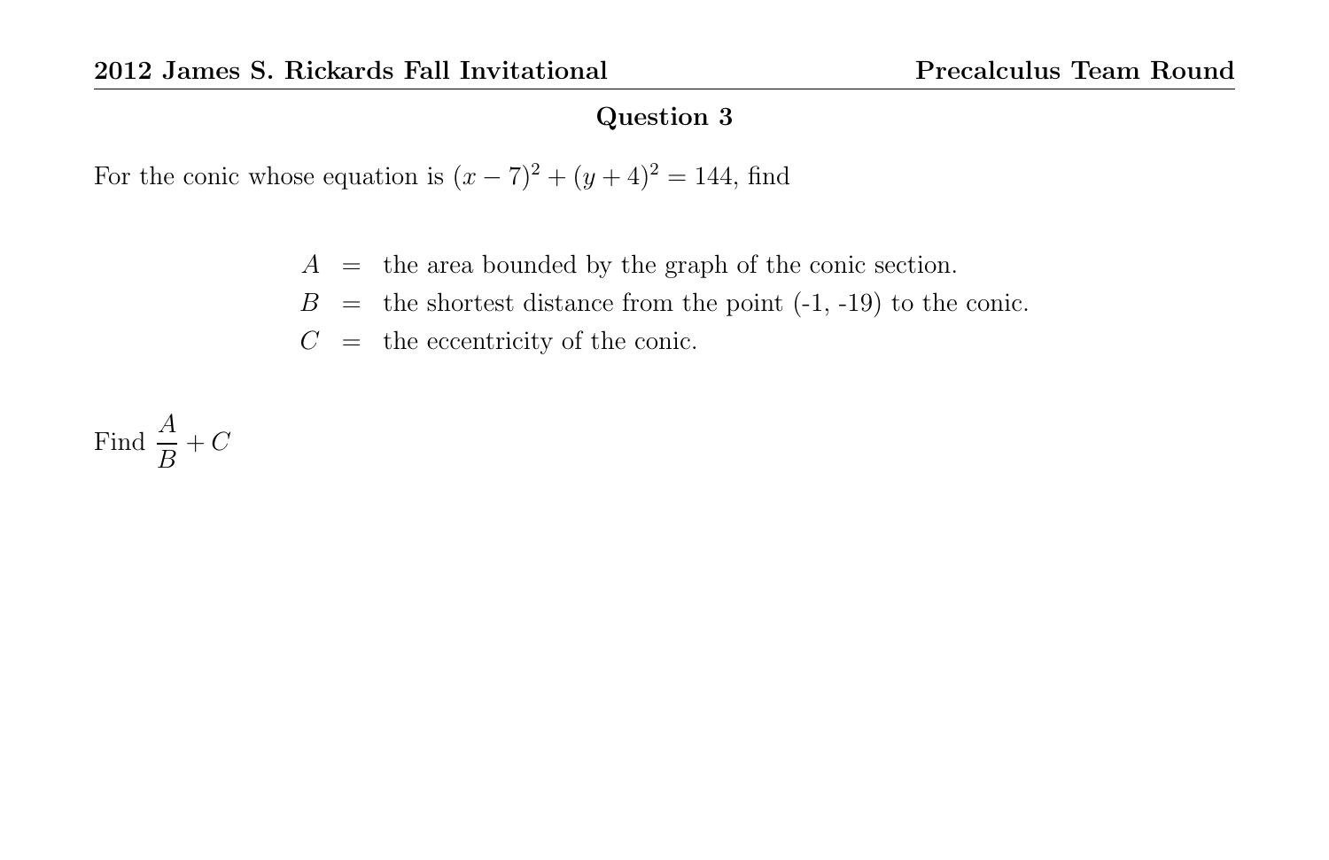## Question 3

For the conic whose equation is $(x-7)^2 + (y+4)^2 = 144$, find

$$
\begin{aligned}
A &= \text{the area bounded by the graph of the conic section.} \\
B &= \text{the shortest distance from the point (-1, -19) to the conic.} \\
C &= \text{the eccentricity of the conic.}
\end{aligned}
$$

Find $\dfrac{A}{B} + C$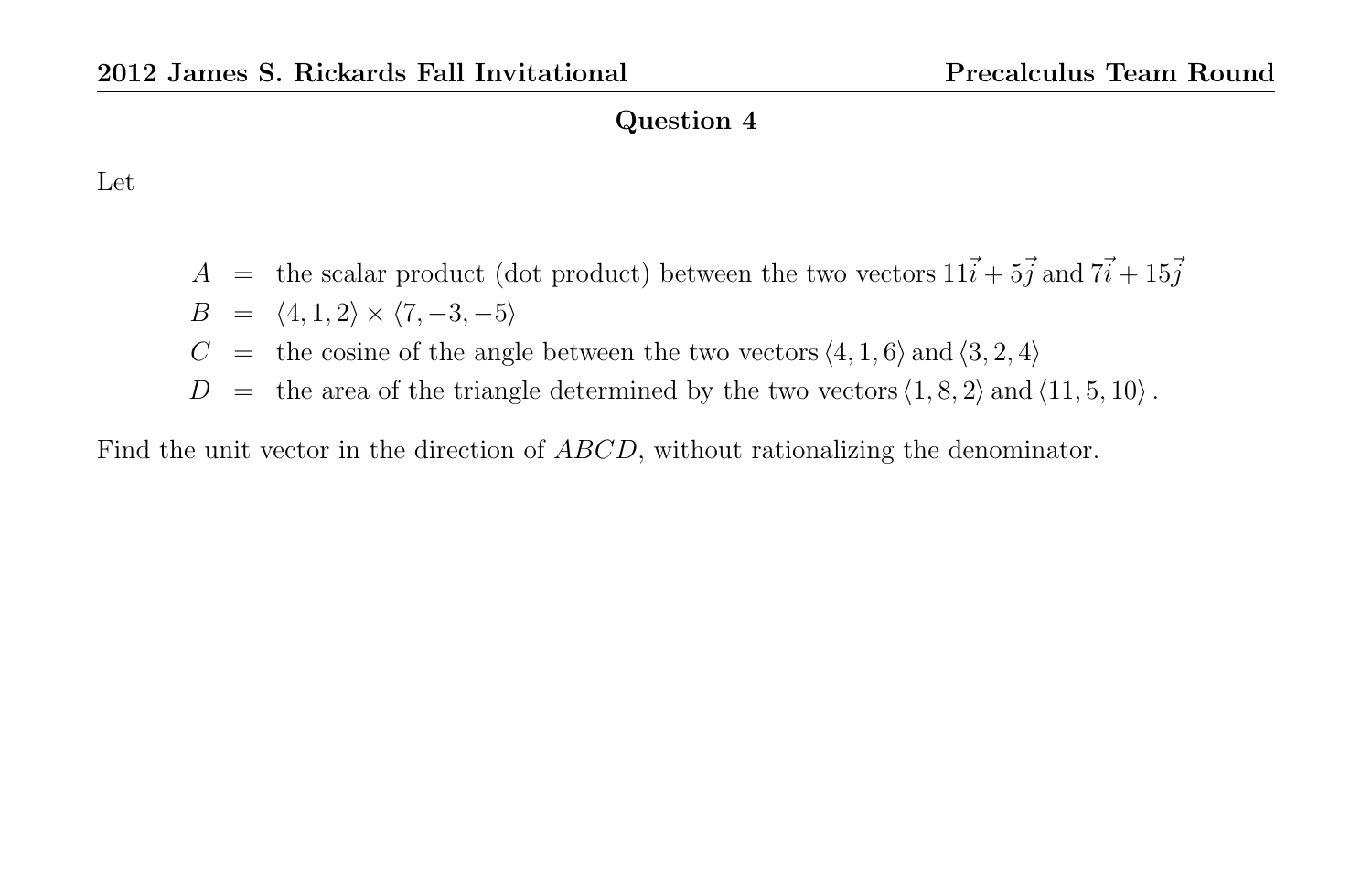## Question 4

Let

$$\begin{aligned}
A &= \text{the scalar product (dot product) between the two vectors } 11\vec{i} + 5\vec{j} \text{ and } 7\vec{i} + 15\vec{j} \\
B &= \langle 4, 1, 2 \rangle \times \langle 7, -3, -5 \rangle \\
C &= \text{the cosine of the angle between the two vectors } \langle 4, 1, 6 \rangle \text{ and } \langle 3, 2, 4 \rangle \\
D &= \text{the area of the triangle determined by the two vectors } \langle 1, 8, 2 \rangle \text{ and } \langle 11, 5, 10 \rangle .
\end{aligned}$$

Find the unit vector in the direction of $ABCD$, without rationalizing the denominator.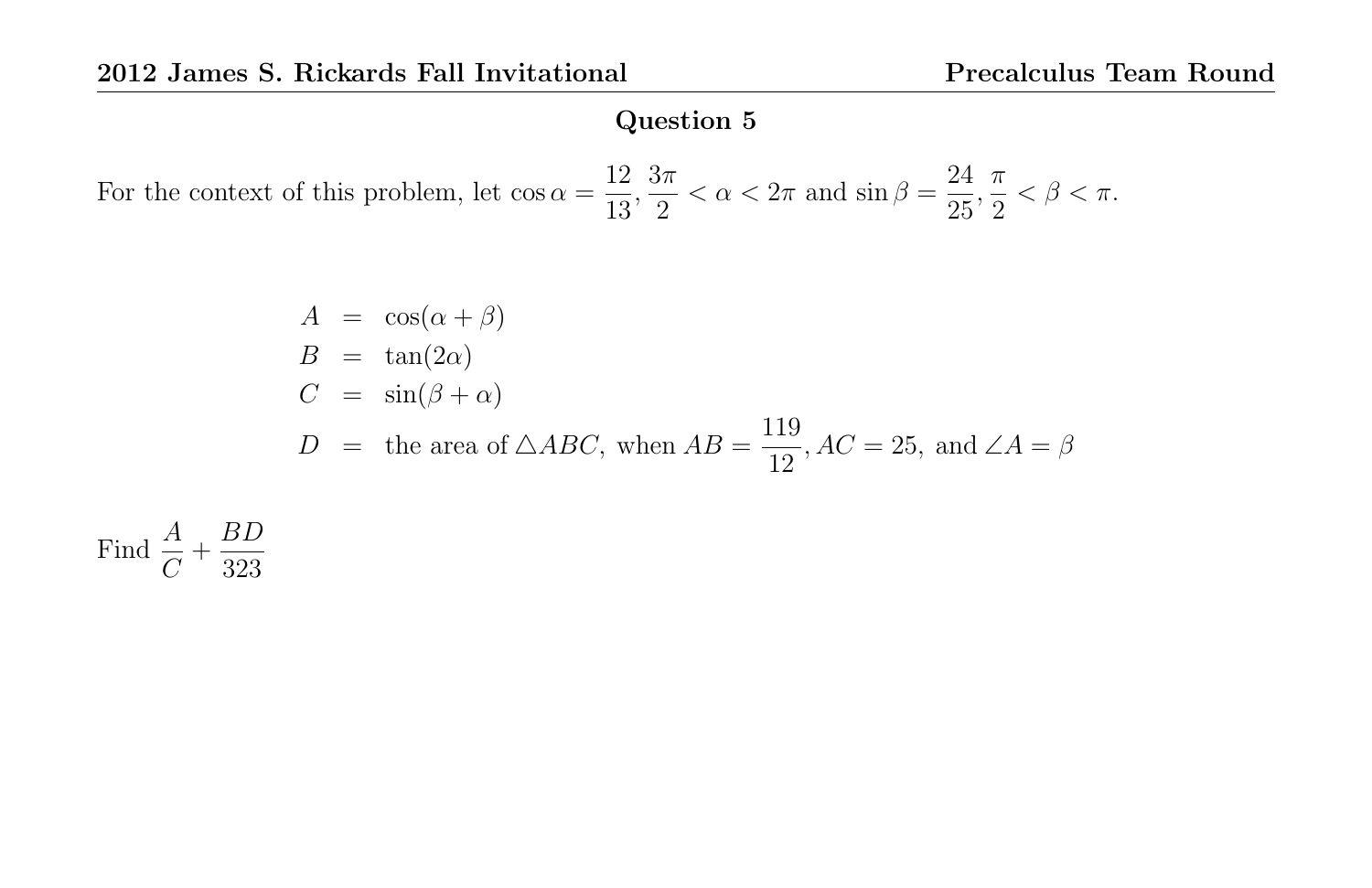## Question 5

For the context of this problem, let $\cos\alpha = \dfrac{12}{13}, \dfrac{3\pi}{2} < \alpha < 2\pi$ and $\sin\beta = \dfrac{24}{25}, \dfrac{\pi}{2} < \beta < \pi$.

$$
\begin{aligned}
A &= \cos(\alpha+\beta) \\
B &= \tan(2\alpha) \\
C &= \sin(\beta+\alpha) \\
D &= \text{the area of } \triangle ABC, \text{ when } AB = \frac{119}{12}, AC = 25, \text{ and } \angle A = \beta
\end{aligned}
$$

Find $\dfrac{A}{C} + \dfrac{BD}{323}$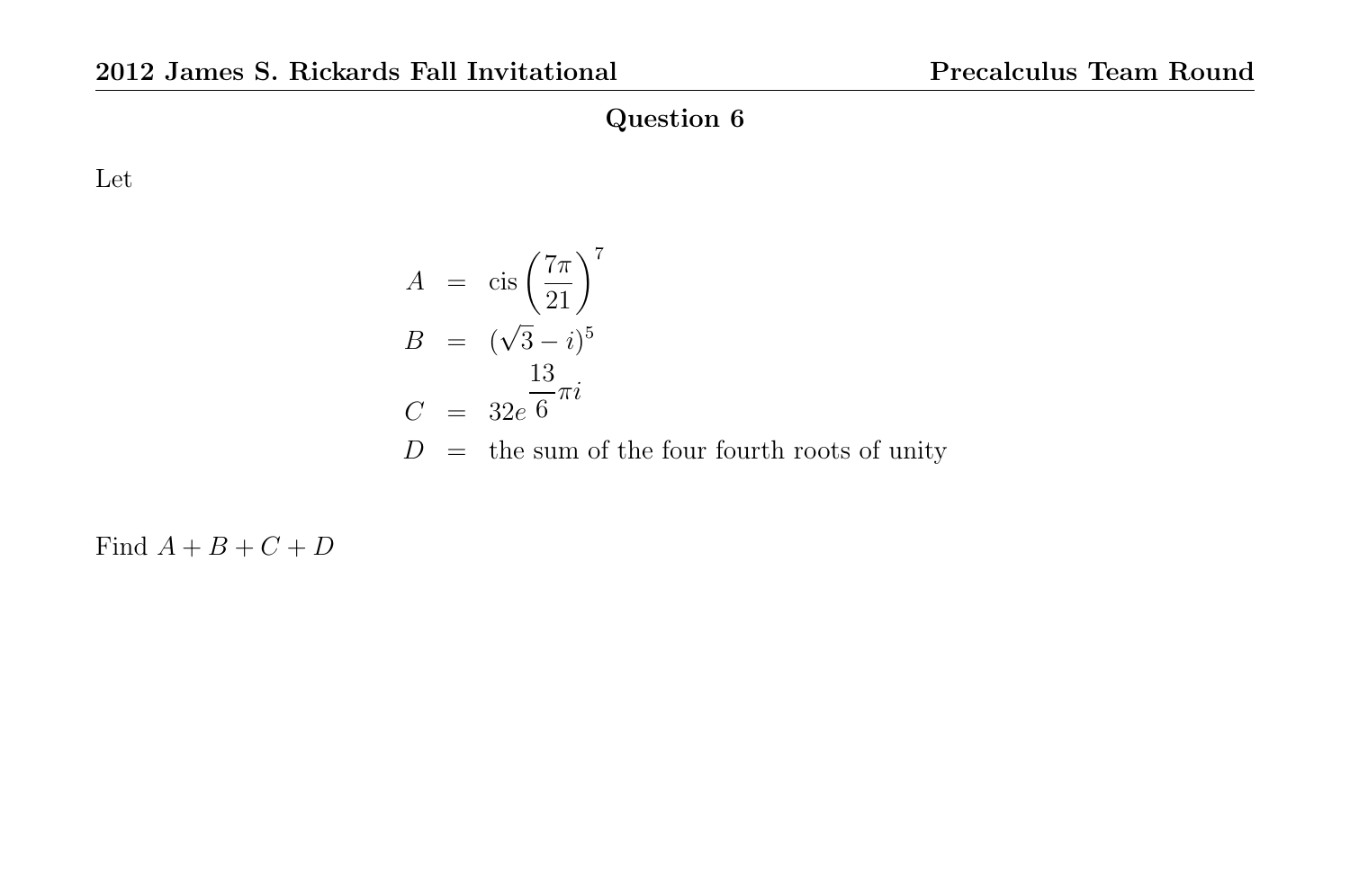## Question 6

Let

$$
\begin{aligned}
A &= \operatorname{cis}\left(\frac{7\pi}{21}\right)^{7} \\
B &= (\sqrt{3}-i)^{5} \\
C &= 32e^{\frac{13}{6}\pi i} \\
D &= \text{the sum of the four fourth roots of unity}
\end{aligned}
$$

Find $A+B+C+D$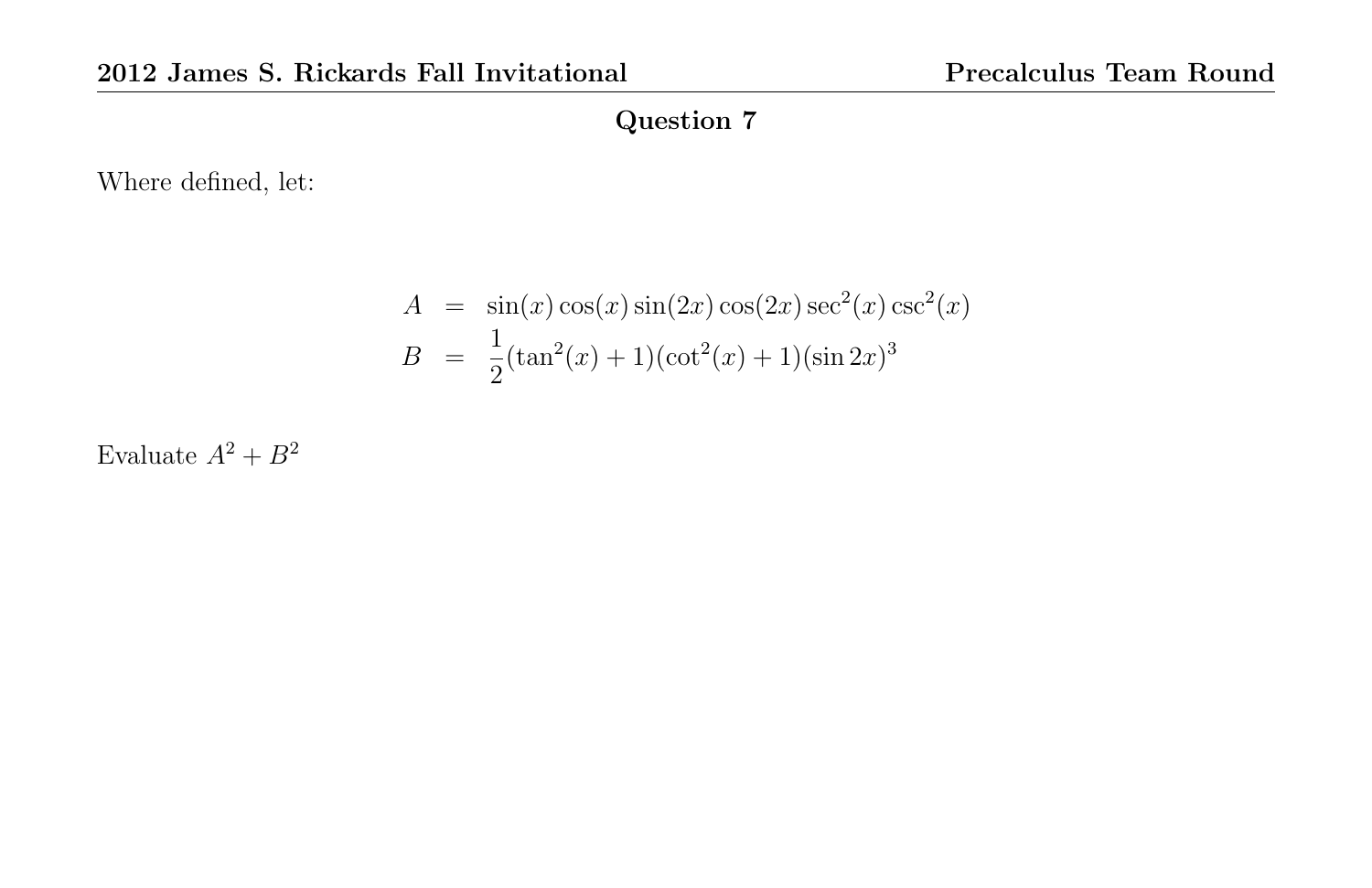## Question 7

Where defined, let:

$$
\begin{aligned}
A &= \sin(x)\cos(x)\sin(2x)\cos(2x)\sec^2(x)\csc^2(x) \\
B &= \frac{1}{2}(\tan^2(x)+1)(\cot^2(x)+1)(\sin 2x)^3
\end{aligned}
$$

Evaluate $A^2 + B^2$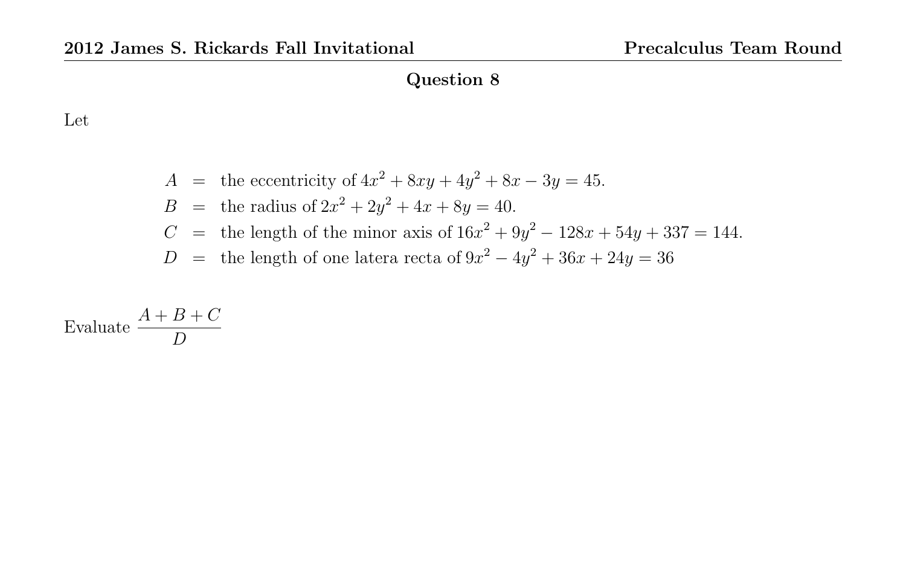## Question 8

Let

$$
\begin{aligned}
A &= \text{ the eccentricity of } 4x^2 + 8xy + 4y^2 + 8x - 3y = 45. \\
B &= \text{ the radius of } 2x^2 + 2y^2 + 4x + 8y = 40. \\
C &= \text{ the length of the minor axis of } 16x^2 + 9y^2 - 128x + 54y + 337 = 144. \\
D &= \text{ the length of one latera recta of } 9x^2 - 4y^2 + 36x + 24y = 36
\end{aligned}
$$

Evaluate $\dfrac{A + B + C}{D}$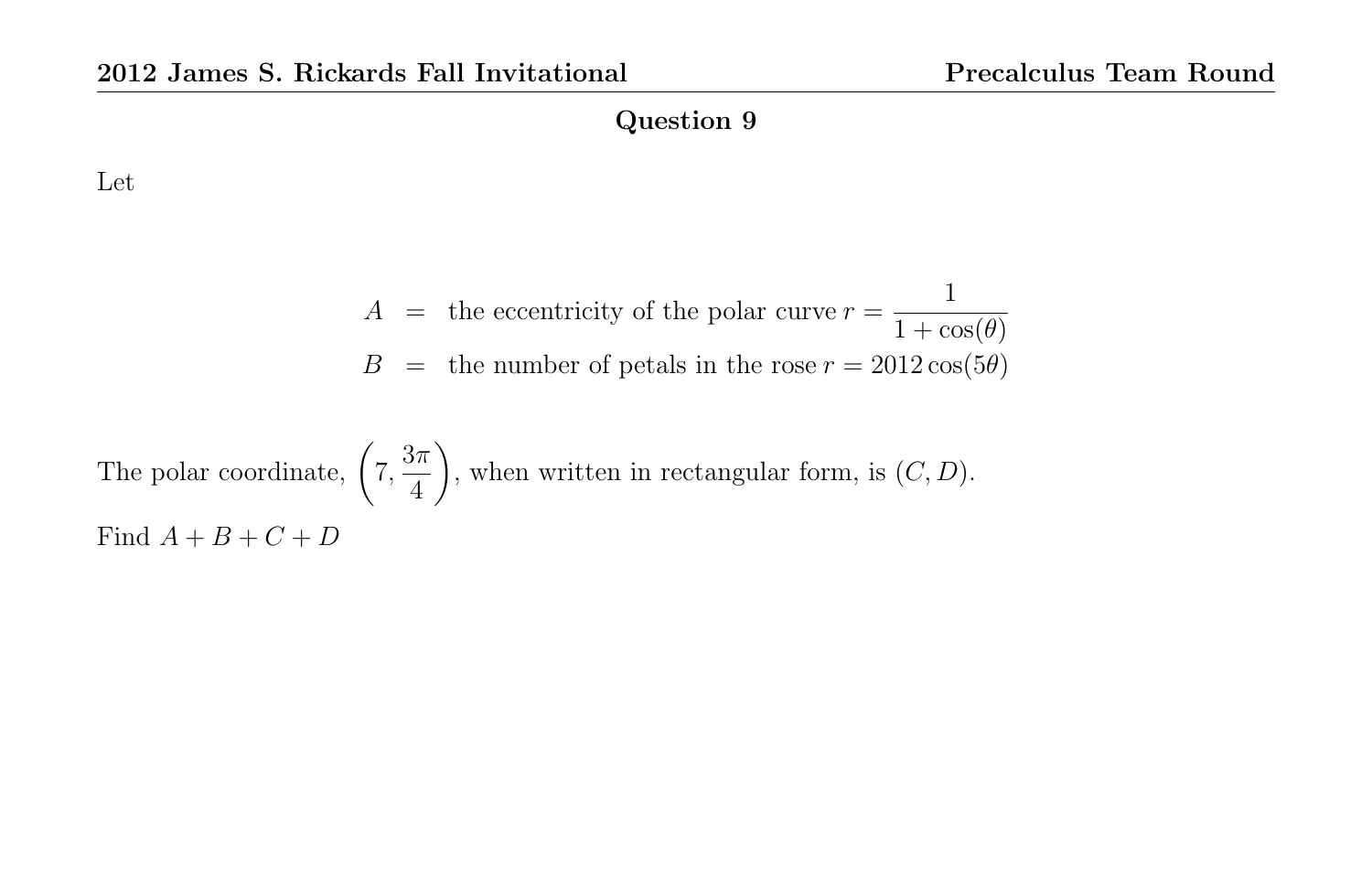## Question 9

Let

$$
\begin{aligned}
A &= \text{the eccentricity of the polar curve } r = \frac{1}{1+\cos(\theta)} \\
B &= \text{the number of petals in the rose } r = 2012\cos(5\theta)
\end{aligned}
$$

The polar coordinate, $\left(7, \frac{3\pi}{4}\right)$, when written in rectangular form, is $(C, D)$.

Find $A + B + C + D$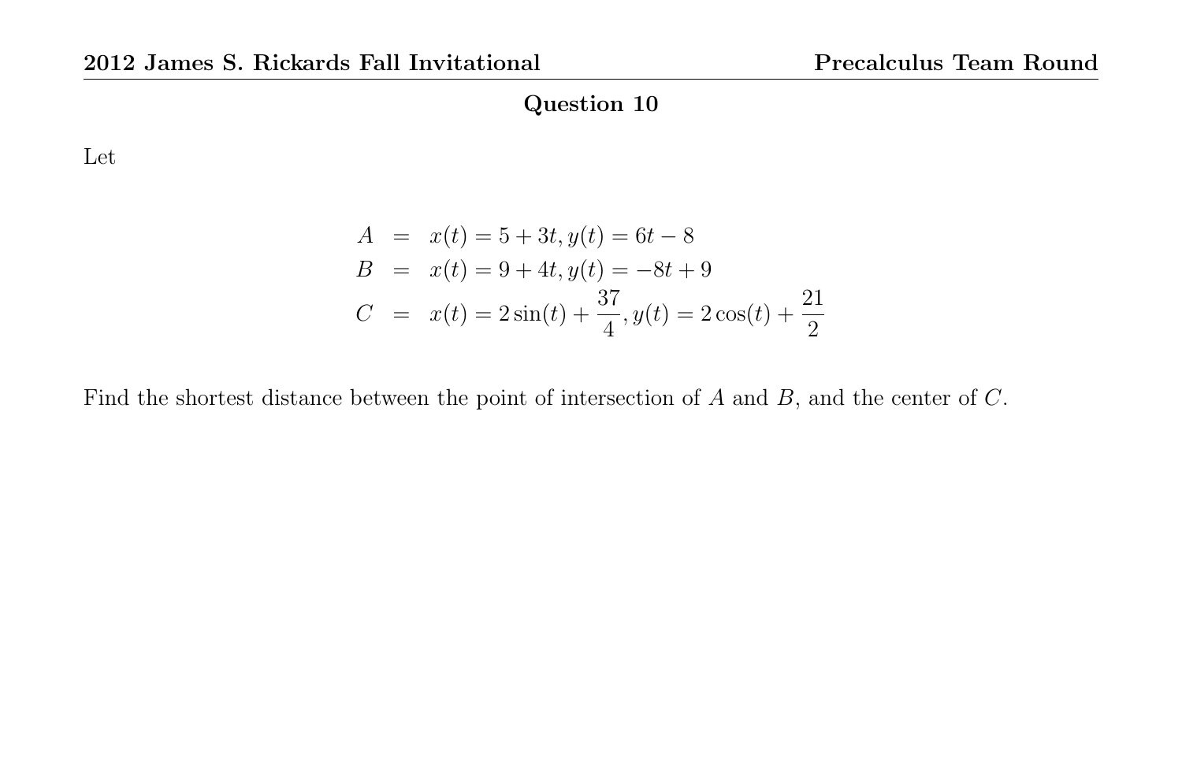## Question 10

Let

$$
\begin{aligned}
A &= x(t) = 5 + 3t, y(t) = 6t - 8 \\
B &= x(t) = 9 + 4t, y(t) = -8t + 9 \\
C &= x(t) = 2\sin(t) + \frac{37}{4}, y(t) = 2\cos(t) + \frac{21}{2}
\end{aligned}
$$

Find the shortest distance between the point of intersection of $A$ and $B$, and the center of $C$.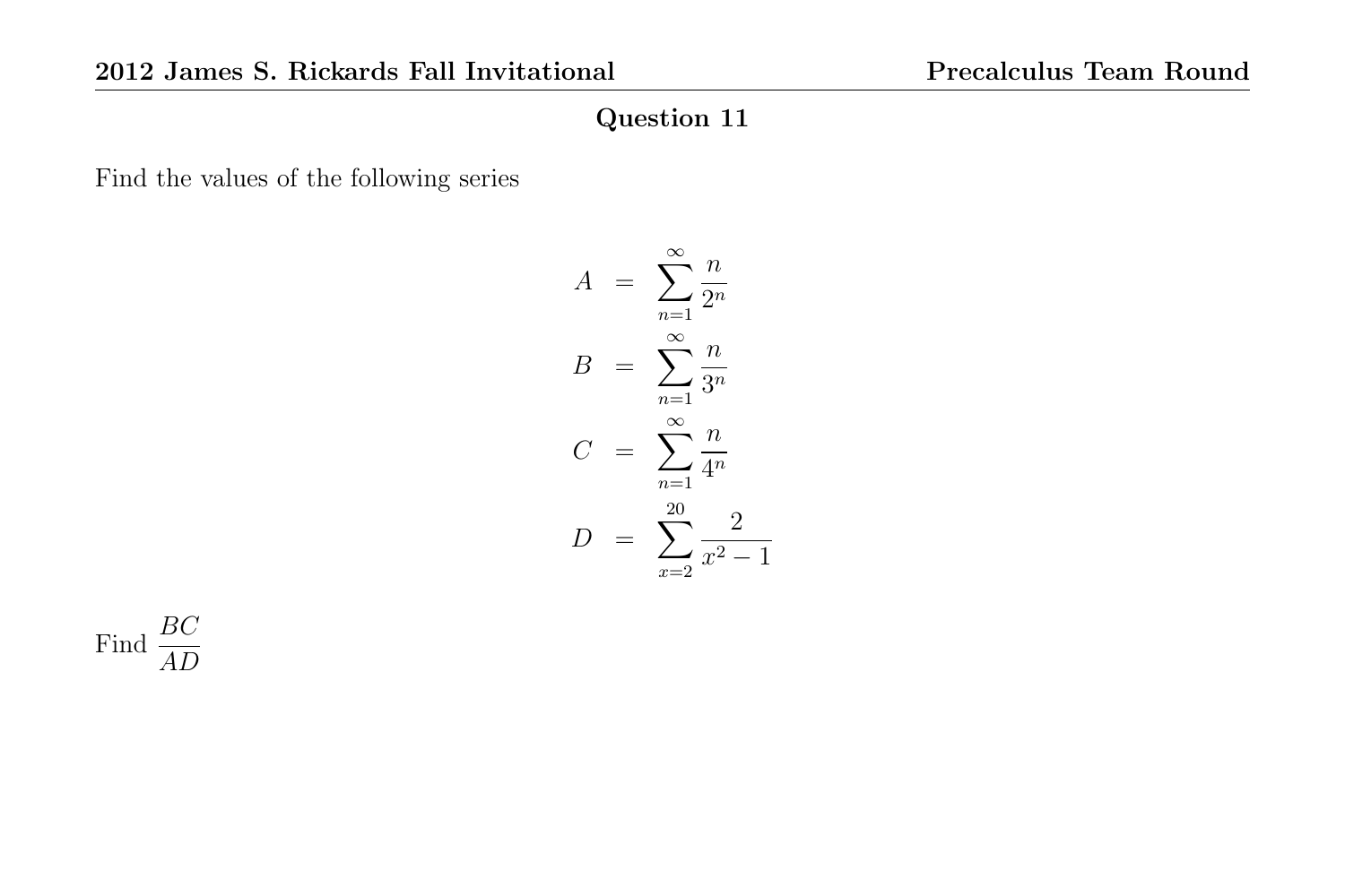## Question 11

Find the values of the following series

$$
\begin{aligned}
A &= \sum_{n=1}^{\infty} \frac{n}{2^n} \\
B &= \sum_{n=1}^{\infty} \frac{n}{3^n} \\
C &= \sum_{n=1}^{\infty} \frac{n}{4^n} \\
D &= \sum_{x=2}^{20} \frac{2}{x^2 - 1}
\end{aligned}
$$

Find $\dfrac{BC}{AD}$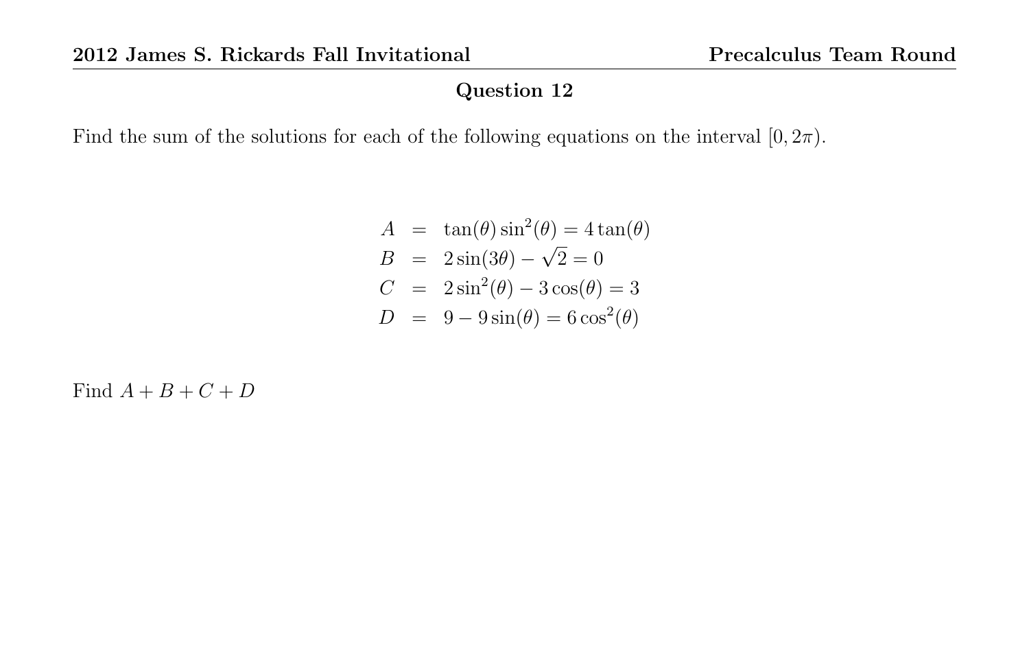## Question 12

Find the sum of the solutions for each of the following equations on the interval $[0, 2\pi)$.

$$
\begin{aligned}
A &= \tan(\theta)\sin^2(\theta) = 4\tan(\theta) \\
B &= 2\sin(3\theta) - \sqrt{2} = 0 \\
C &= 2\sin^2(\theta) - 3\cos(\theta) = 3 \\
D &= 9 - 9\sin(\theta) = 6\cos^2(\theta)
\end{aligned}
$$

Find $A + B + C + D$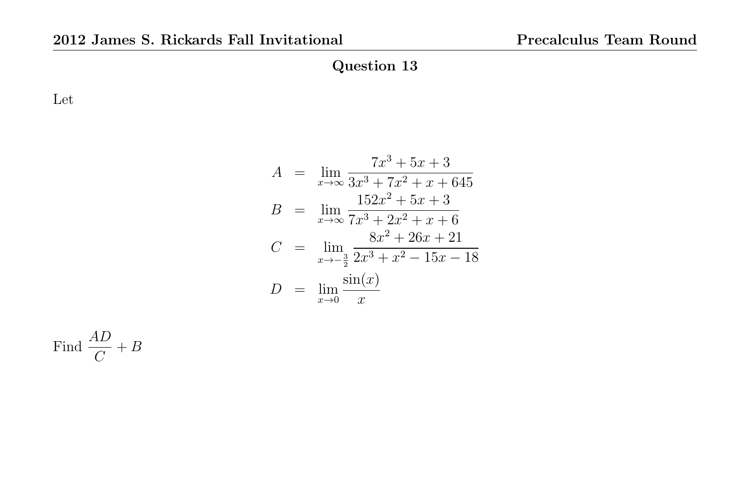## Question 13

Let

$$
\begin{aligned}
A &= \lim_{x \to \infty} \frac{7x^3 + 5x + 3}{3x^3 + 7x^2 + x + 645} \\
B &= \lim_{x \to \infty} \frac{152x^2 + 5x + 3}{7x^3 + 2x^2 + x + 6} \\
C &= \lim_{x \to -\frac{3}{2}} \frac{8x^2 + 26x + 21}{2x^3 + x^2 - 15x - 18} \\
D &= \lim_{x \to 0} \frac{\sin(x)}{x}
\end{aligned}
$$

Find $\dfrac{AD}{C} + B$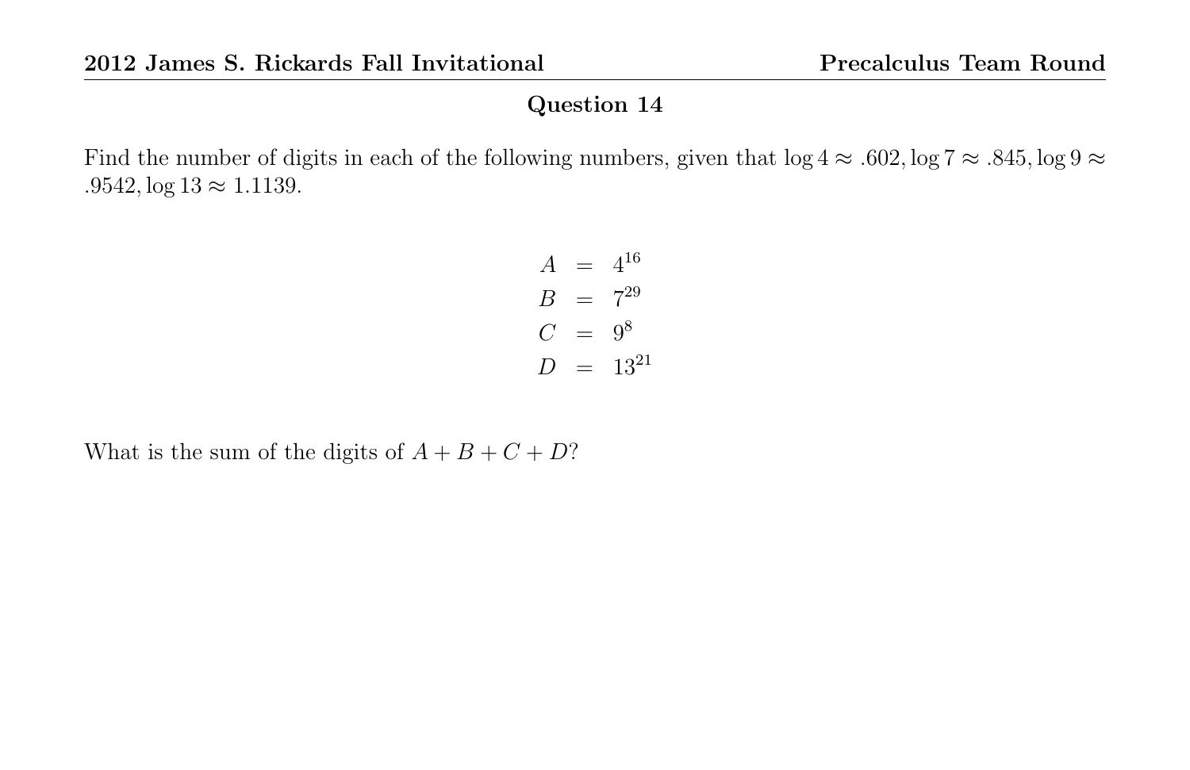## Question 14

Find the number of digits in each of the following numbers, given that $\log 4 \approx .602, \log 7 \approx .845, \log 9 \approx .9542, \log 13 \approx 1.1139$.

$$
\begin{aligned}
A &= 4^{16} \\
B &= 7^{29} \\
C &= 9^{8} \\
D &= 13^{21}
\end{aligned}
$$

What is the sum of the digits of $A + B + C + D$?